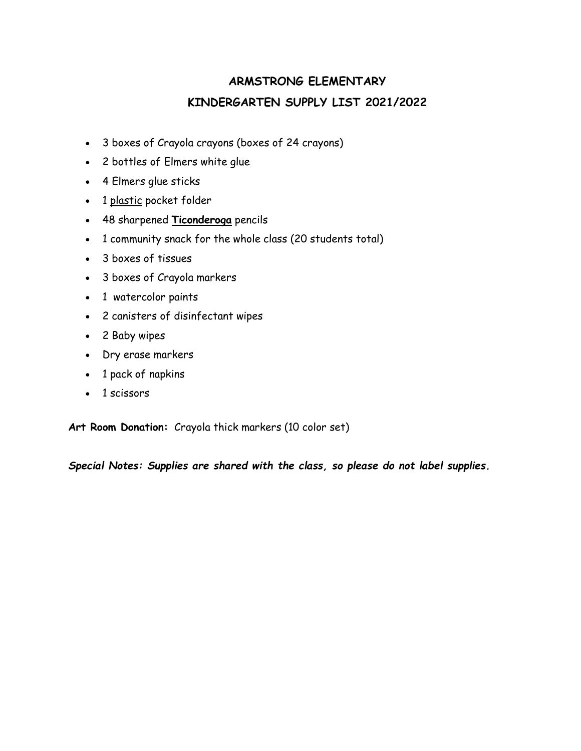# ARMSTRONG ELEMENTARY

## KINDERGARTEN SUPPLY LIST 2021/2022

- 3 boxes of Crayola crayons (boxes of 24 crayons)
- 2 bottles of Elmers white glue
- 4 Elmers glue sticks
- 1 <u>plastic</u> pocket folder
- 48 sharpened **<u>Ticonderoga</u>** pencils
- 1 community snack for the whole class (20 students total)
- 3 boxes of tissues
- 3 boxes of Crayola markers
- 1  watercolor paints
- 2 canisters of disinfectant wipes
- 2 Baby wipes
- Dry erase markers
- 1 pack of napkins
- 1 scissors

**Art Room Donation:** Crayola thick markers (10 color set)

***Special Notes: Supplies are shared with the class, so please do not label supplies.***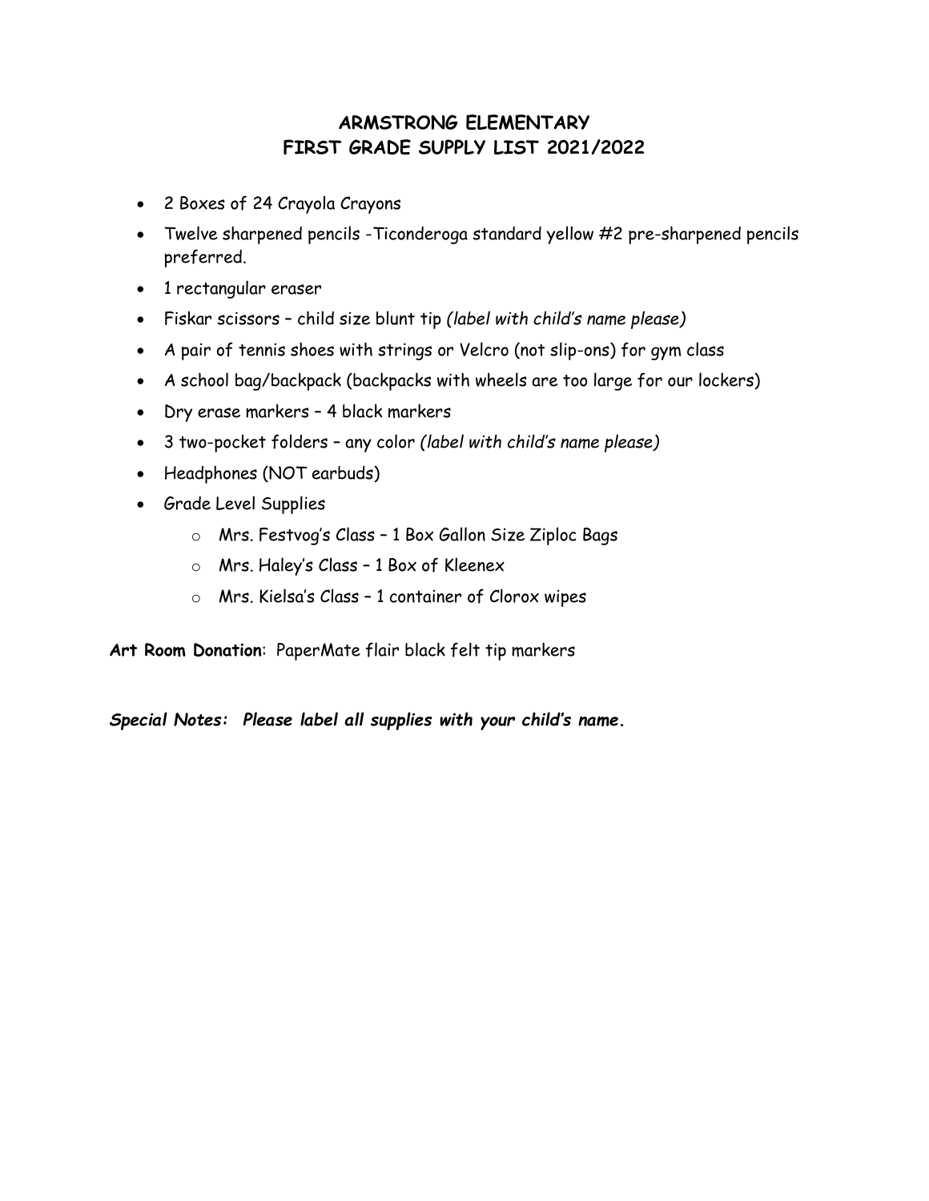# ARMSTRONG ELEMENTARY
# FIRST GRADE SUPPLY LIST 2021/2022

- 2 Boxes of 24 Crayola Crayons
- Twelve sharpened pencils -Ticonderoga standard yellow #2 pre-sharpened pencils preferred.
- 1 rectangular eraser
- Fiskar scissors – child size blunt tip *(label with child's name please)*
- A pair of tennis shoes with strings or Velcro (not slip-ons) for gym class
- A school bag/backpack (backpacks with wheels are too large for our lockers)
- Dry erase markers – 4 black markers
- 3 two-pocket folders – any color *(label with child's name please)*
- Headphones (NOT earbuds)
- Grade Level Supplies
  - Mrs. Festvog's Class – 1 Box Gallon Size Ziploc Bags
  - Mrs. Haley's Class – 1 Box of Kleenex
  - Mrs. Kielsa's Class – 1 container of Clorox wipes

**Art Room Donation**: PaperMate flair black felt tip markers

***Special Notes: Please label all supplies with your child's name.***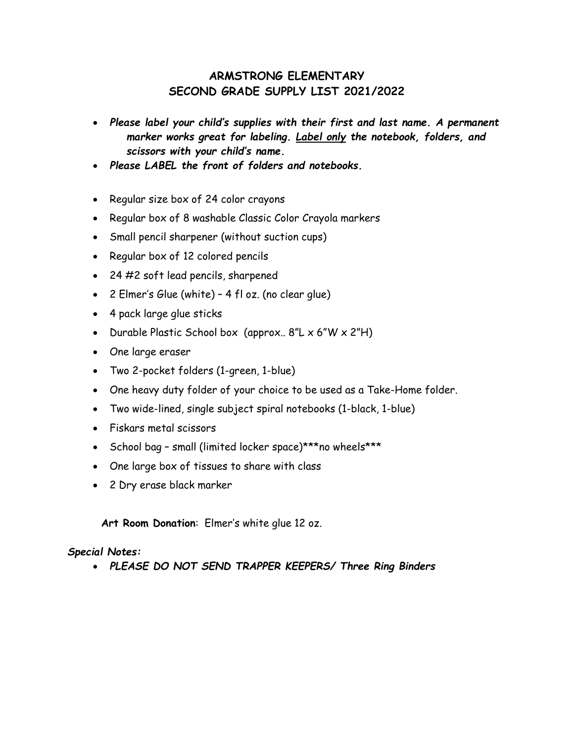# ARMSTRONG ELEMENTARY
# SECOND GRADE SUPPLY LIST 2021/2022

- ***Please label your child's supplies with their first and last name. A permanent marker works great for labeling. <u>Label only</u> the notebook, folders, and scissors with your child's name.***
- ***Please LABEL the front of folders and notebooks.***

- Regular size box of 24 color crayons
- Regular box of 8 washable Classic Color Crayola markers
- Small pencil sharpener (without suction cups)
- Regular box of 12 colored pencils
- 24 #2 soft lead pencils, sharpened
- 2 Elmer's Glue (white) – 4 fl oz. (no clear glue)
- 4 pack large glue sticks
- Durable Plastic School box (approx.. 8"L x 6"W x 2"H)
- One large eraser
- Two 2-pocket folders (1-green, 1-blue)
- One heavy duty folder of your choice to be used as a Take-Home folder.
- Two wide-lined, single subject spiral notebooks (1-black, 1-blue)
- Fiskars metal scissors
- School bag – small (limited locker space)***no wheels***
- One large box of tissues to share with class
- 2 Dry erase black marker

**Art Room Donation**: Elmer's white glue 12 oz.

***Special Notes:***

- ***PLEASE DO NOT SEND TRAPPER KEEPERS/ Three Ring Binders***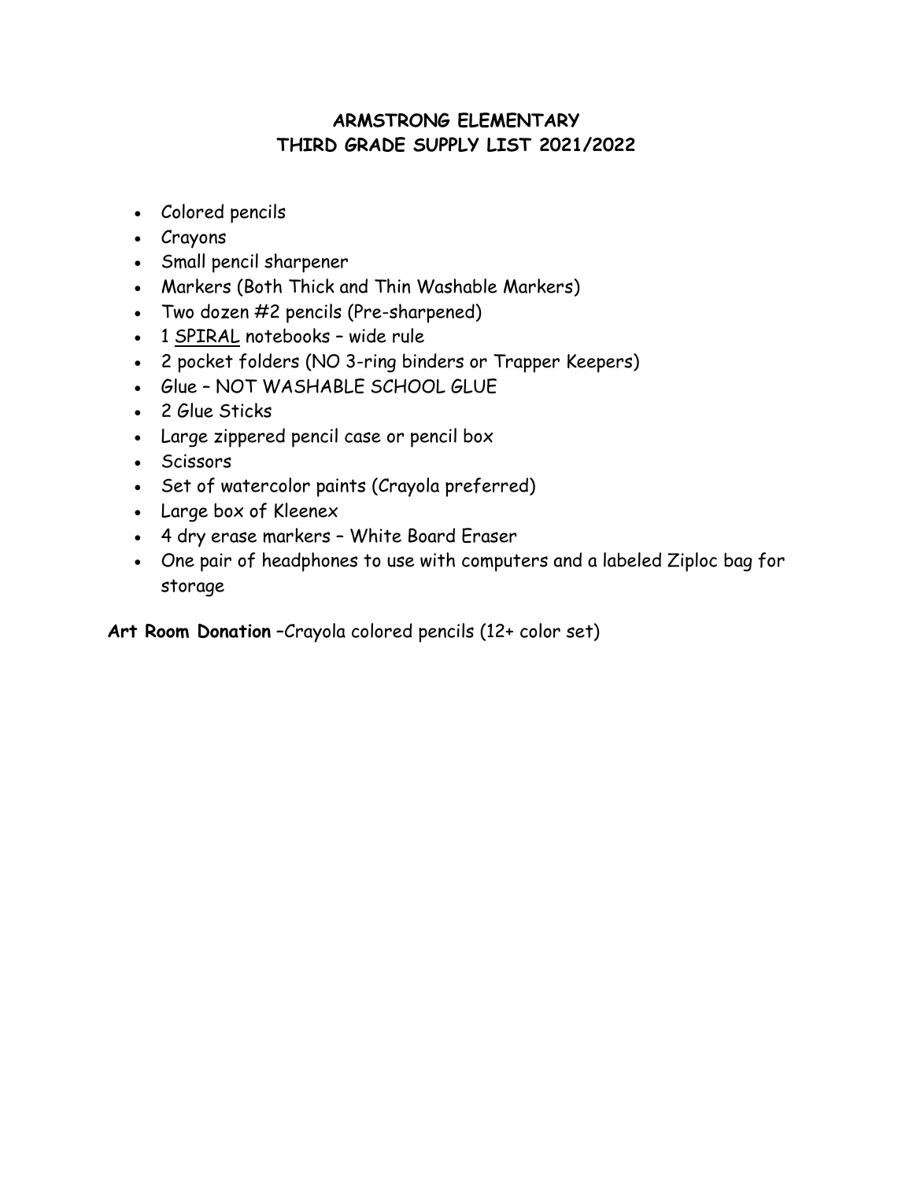# ARMSTRONG ELEMENTARY
# THIRD GRADE SUPPLY LIST 2021/2022

- Colored pencils
- Crayons
- Small pencil sharpener
- Markers (Both Thick and Thin Washable Markers)
- Two dozen #2 pencils (Pre-sharpened)
- 1 <u>SPIRAL</u> notebooks – wide rule
- 2 pocket folders (NO 3-ring binders or Trapper Keepers)
- Glue – NOT WASHABLE SCHOOL GLUE
- 2 Glue Sticks
- Large zippered pencil case or pencil box
- Scissors
- Set of watercolor paints (Crayola preferred)
- Large box of Kleenex
- 4 dry erase markers – White Board Eraser
- One pair of headphones to use with computers and a labeled Ziploc bag for storage

**Art Room Donation** –Crayola colored pencils (12+ color set)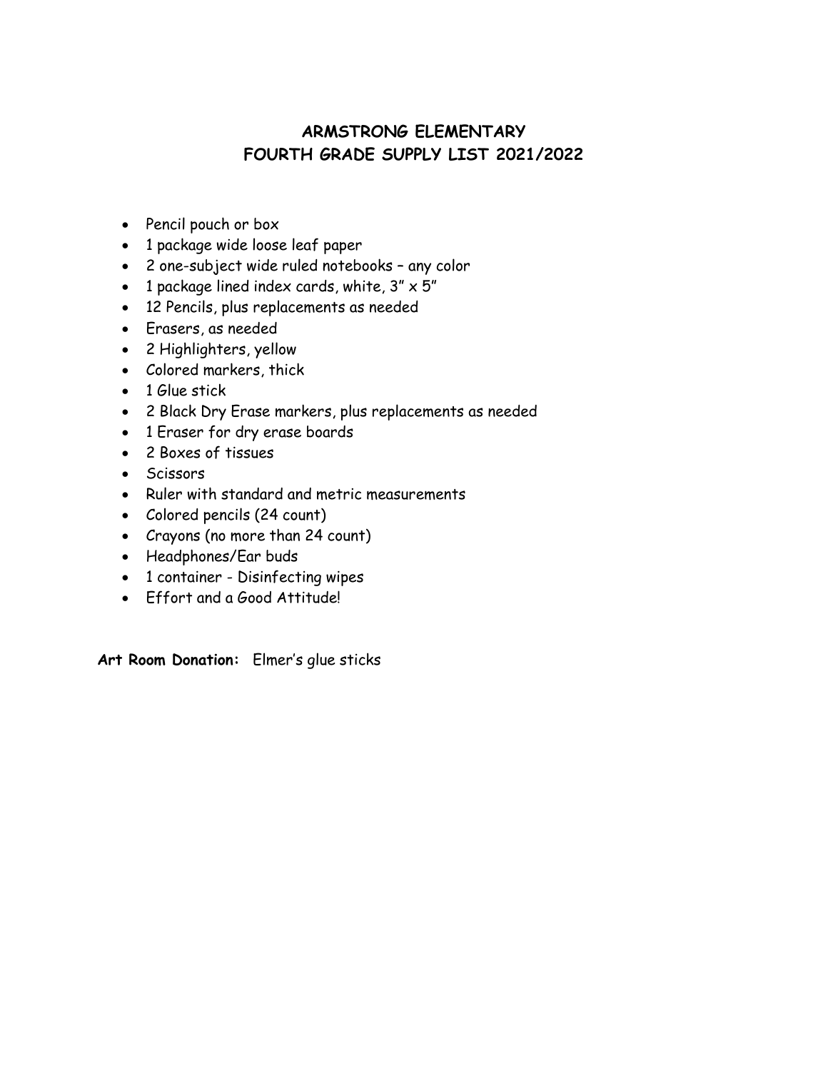# ARMSTRONG ELEMENTARY
# FOURTH GRADE SUPPLY LIST 2021/2022

- Pencil pouch or box
- 1 package wide loose leaf paper
- 2 one-subject wide ruled notebooks – any color
- 1 package lined index cards, white, 3" x 5"
- 12 Pencils, plus replacements as needed
- Erasers, as needed
- 2 Highlighters, yellow
- Colored markers, thick
- 1 Glue stick
- 2 Black Dry Erase markers, plus replacements as needed
- 1 Eraser for dry erase boards
- 2 Boxes of tissues
- Scissors
- Ruler with standard and metric measurements
- Colored pencils (24 count)
- Crayons (no more than 24 count)
- Headphones/Ear buds
- 1 container - Disinfecting wipes
- Effort and a Good Attitude!

**Art Room Donation:** Elmer's glue sticks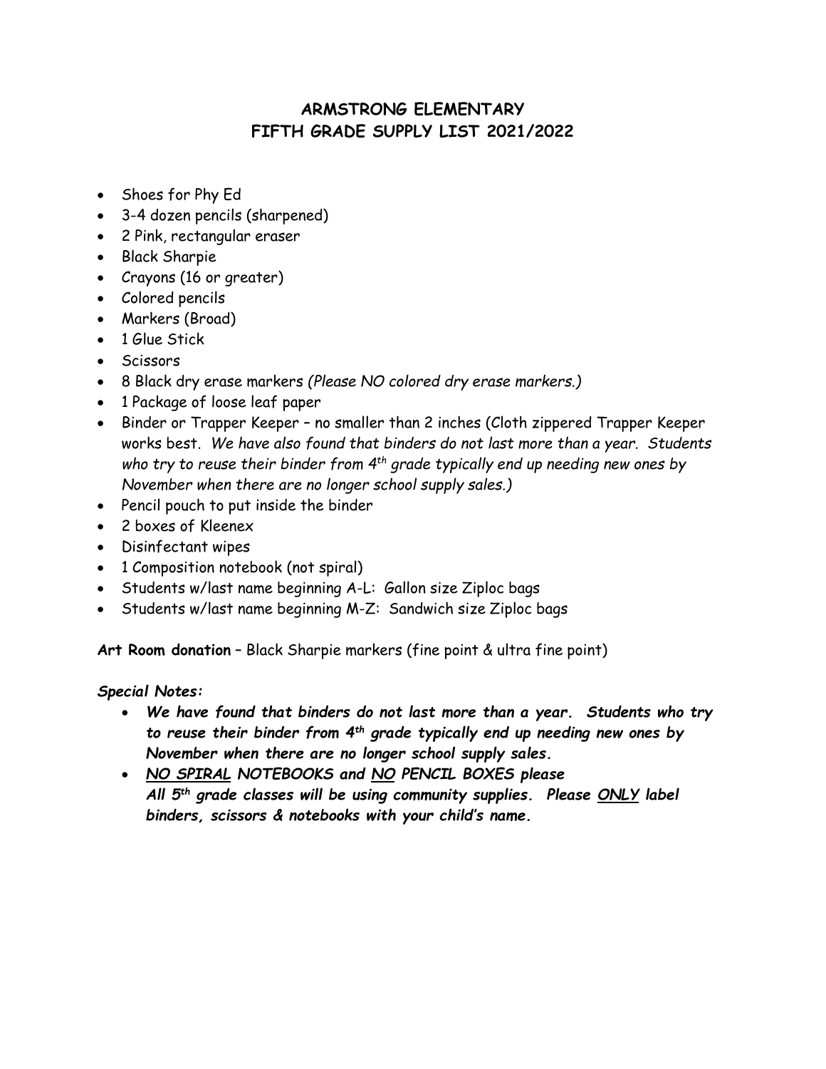# ARMSTRONG ELEMENTARY
# FIFTH GRADE SUPPLY LIST 2021/2022

- Shoes for Phy Ed
- 3-4 dozen pencils (sharpened)
- 2 Pink, rectangular eraser
- Black Sharpie
- Crayons (16 or greater)
- Colored pencils
- Markers (Broad)
- 1 Glue Stick
- Scissors
- 8 Black dry erase markers *(Please NO colored dry erase markers.)*
- 1 Package of loose leaf paper
- Binder or Trapper Keeper – no smaller than 2 inches (Cloth zippered Trapper Keeper works best. *We have also found that binders do not last more than a year. Students who try to reuse their binder from 4th grade typically end up needing new ones by November when there are no longer school supply sales.)*
- Pencil pouch to put inside the binder
- 2 boxes of Kleenex
- Disinfectant wipes
- 1 Composition notebook (not spiral)
- Students w/last name beginning A-L: Gallon size Ziploc bags
- Students w/last name beginning M-Z: Sandwich size Ziploc bags

**Art Room donation** – Black Sharpie markers (fine point & ultra fine point)

***Special Notes:***

- ***We have found that binders do not last more than a year. Students who try to reuse their binder from 4th grade typically end up needing new ones by November when there are no longer school supply sales.***
- ***NO SPIRAL NOTEBOOKS and NO PENCIL BOXES please***
  ***All 5th grade classes will be using community supplies. Please ONLY label binders, scissors & notebooks with your child's name.***